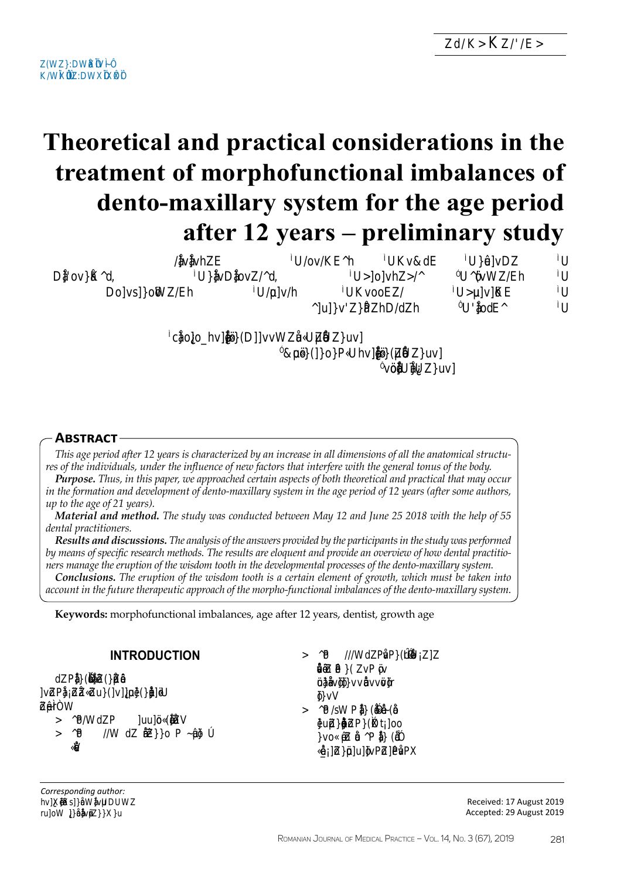# Theoretical and practical considerations in the treatment of morphofunctional imbalances of dento-maxillary system for the age period after 12 years – preliminary study

## Abstract

*This age period after 12 years is characterized by an increase in all dimensions of all the anatomical structures of the individuals, under the influence of new factors that interfere with the general tonus of the body.*

***Purpose.*** *Thus, in this paper, we approached certain aspects of both theoretical and practical that may occur in the formation and development of dento-maxillary system in the age period of 12 years (after some authors, up to the age of 21 years).*

***Material and method.*** *The study was conducted between May 12 and June 25 2018 with the help of 55 dental practitioners.*

***Results and discussions.*** *The analysis of the answers provided by the participants in the study was performed by means of specific research methods. The results are eloquent and provide an overview of how dental practitioners manage the eruption of the wisdom tooth in the developmental processes of the dento-maxillary system.*

***Conclusions.*** *The eruption of the wisdom tooth is a certain element of growth, which must be taken into account in the future therapeutic approach of the morpho-functional imbalances of the dento-maxillary system.*

**Keywords:** morphofunctional imbalances, age after 12 years, dentist, growth age

## INTRODUCTION

*Corresponding author:*

Received: 17 August 2019
Accepted: 29 August 2019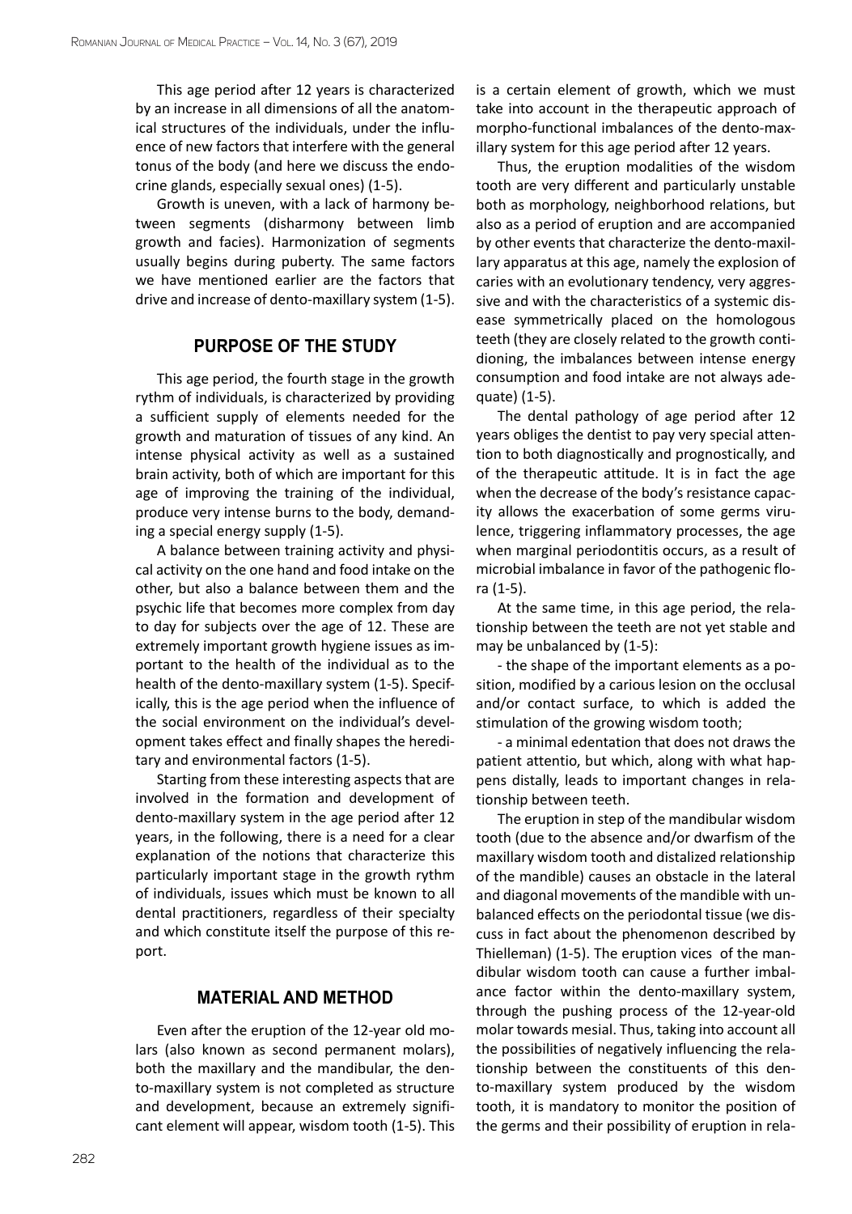This age period after 12 years is characterized by an increase in all dimensions of all the anatomical structures of the individuals, under the influence of new factors that interfere with the general tonus of the body (and here we discuss the endocrine glands, especially sexual ones) (1-5).

Growth is uneven, with a lack of harmony between segments (disharmony between limb growth and facies). Harmonization of segments usually begins during puberty. The same factors we have mentioned earlier are the factors that drive and increase of dento-maxillary system (1-5).

## PURPOSE OF THE STUDY

This age period, the fourth stage in the growth rythm of individuals, is characterized by providing a sufficient supply of elements needed for the growth and maturation of tissues of any kind. An intense physical activity as well as a sustained brain activity, both of which are important for this age of improving the training of the individual, produce very intense burns to the body, demanding a special energy supply (1-5).

A balance between training activity and physical activity on the one hand and food intake on the other, but also a balance between them and the psychic life that becomes more complex from day to day for subjects over the age of 12. These are extremely important growth hygiene issues as important to the health of the individual as to the health of the dento-maxillary system (1-5). Specifically, this is the age period when the influence of the social environment on the individual's development takes effect and finally shapes the hereditary and environmental factors (1-5).

Starting from these interesting aspects that are involved in the formation and development of dento-maxillary system in the age period after 12 years, in the following, there is a need for a clear explanation of the notions that characterize this particularly important stage in the growth rythm of individuals, issues which must be known to all dental practitioners, regardless of their specialty and which constitute itself the purpose of this report.

## MATERIAL AND METHOD

Even after the eruption of the 12-year old molars (also known as second permanent molars), both the maxillary and the mandibular, the dento-maxillary system is not completed as structure and development, because an extremely significant element will appear, wisdom tooth (1-5). This is a certain element of growth, which we must take into account in the therapeutic approach of morpho-functional imbalances of the dento-maxillary system for this age period after 12 years.

Thus, the eruption modalities of the wisdom tooth are very different and particularly unstable both as morphology, neighborhood relations, but also as a period of eruption and are accompanied by other events that characterize the dento-maxillary apparatus at this age, namely the explosion of caries with an evolutionary tendency, very aggressive and with the characteristics of a systemic disease symmetrically placed on the homologous teeth (they are closely related to the growth contidioning, the imbalances between intense energy consumption and food intake are not always adequate) (1-5).

The dental pathology of age period after 12 years obliges the dentist to pay very special attention to both diagnostically and prognostically, and of the therapeutic attitude. It is in fact the age when the decrease of the body's resistance capacity allows the exacerbation of some germs virulence, triggering inflammatory processes, the age when marginal periodontitis occurs, as a result of microbial imbalance in favor of the pathogenic flora (1-5).

At the same time, in this age period, the relationship between the teeth are not yet stable and may be unbalanced by (1-5):

- the shape of the important elements as a position, modified by a carious lesion on the occlusal and/or contact surface, to which is added the stimulation of the growing wisdom tooth;

- a minimal edentation that does not draws the patient attentio, but which, along with what happens distally, leads to important changes in relationship between teeth.

The eruption in step of the mandibular wisdom tooth (due to the absence and/or dwarfism of the maxillary wisdom tooth and distalized relationship of the mandible) causes an obstacle in the lateral and diagonal movements of the mandible with unbalanced effects on the periodontal tissue (we discuss in fact about the phenomenon described by Thielleman) (1-5). The eruption vices of the mandibular wisdom tooth can cause a further imbalance factor within the dento-maxillary system, through the pushing process of the 12-year-old molar towards mesial. Thus, taking into account all the possibilities of negatively influencing the relationship between the constituents of this dento-maxillary system produced by the wisdom tooth, it is mandatory to monitor the position of the germs and their possibility of eruption in rela-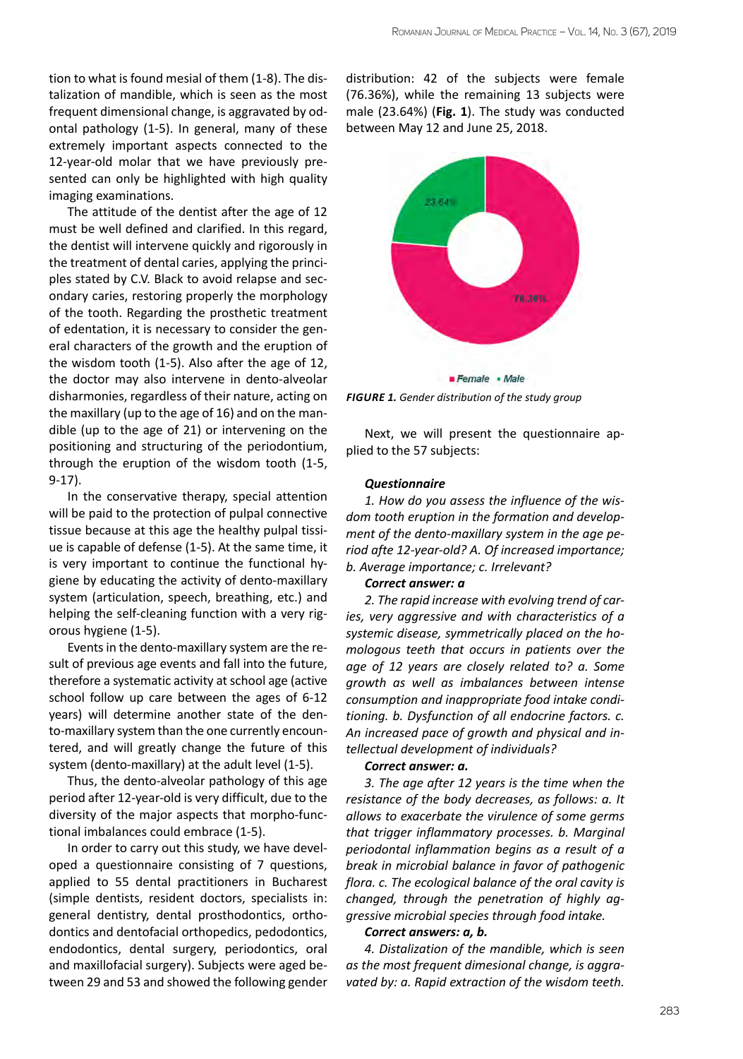tion to what is found mesial of them (1-8). The distalization of mandible, which is seen as the most frequent dimensional change, is aggravated by odontal pathology (1-5). In general, many of these extremely important aspects connected to the 12-year-old molar that we have previously presented can only be highlighted with high quality imaging examinations.

The attitude of the dentist after the age of 12 must be well defined and clarified. In this regard, the dentist will intervene quickly and rigorously in the treatment of dental caries, applying the principles stated by C.V. Black to avoid relapse and secondary caries, restoring properly the morphology of the tooth. Regarding the prosthetic treatment of edentation, it is necessary to consider the general characters of the growth and the eruption of the wisdom tooth (1-5). Also after the age of 12, the doctor may also intervene in dento-alveolar disharmonies, regardless of their nature, acting on the maxillary (up to the age of 16) and on the mandible (up to the age of 21) or intervening on the positioning and structuring of the periodontium, through the eruption of the wisdom tooth (1-5, 9-17).

In the conservative therapy, special attention will be paid to the protection of pulpal connective tissue because at this age the healthy pulpal tissiue is capable of defense (1-5). At the same time, it is very important to continue the functional hygiene by educating the activity of dento-maxillary system (articulation, speech, breathing, etc.) and helping the self-cleaning function with a very rigorous hygiene (1-5).

Events in the dento-maxillary system are the result of previous age events and fall into the future, therefore a systematic activity at school age (active school follow up care between the ages of 6-12 years) will determine another state of the dento-maxillary system than the one currently encountered, and will greatly change the future of this system (dento-maxillary) at the adult level (1-5).

Thus, the dento-alveolar pathology of this age period after 12-year-old is very difficult, due to the diversity of the major aspects that morpho-functional imbalances could embrace (1-5).

In order to carry out this study, we have developed a questionnaire consisting of 7 questions, applied to 55 dental practitioners in Bucharest (simple dentists, resident doctors, specialists in: general dentistry, dental prosthodontics, orthodontics and dentofacial orthopedics, pedodontics, endodontics, dental surgery, periodontics, oral and maxillofacial surgery). Subjects were aged between 29 and 53 and showed the following gender distribution: 42 of the subjects were female (76.36%), while the remaining 13 subjects were male (23.64%) (**Fig. 1**). The study was conducted between May 12 and June 25, 2018.

23.64%

76.36%

Female · Male

***FIGURE 1.*** *Gender distribution of the study group*

Next, we will present the questionnaire applied to the 57 subjects:

***Questionnaire***

*1. How do you assess the influence of the wisdom tooth eruption in the formation and development of the dento-maxillary system in the age period afte 12-year-old? A. Of increased importance; b. Average importance; c. Irrelevant?*

***Correct answer: a***

*2. The rapid increase with evolving trend of caries, very aggressive and with characteristics of a systemic disease, symmetrically placed on the homologous teeth that occurs in patients over the age of 12 years are closely related to? a. Some growth as well as imbalances between intense consumption and inappropriate food intake conditioning. b. Dysfunction of all endocrine factors. c. An increased pace of growth and physical and intellectual development of individuals?*

***Correct answer: a.***

*3. The age after 12 years is the time when the resistance of the body decreases, as follows: a. It allows to exacerbate the virulence of some germs that trigger inflammatory processes. b. Marginal periodontal inflammation begins as a result of a break in microbial balance in favor of pathogenic flora. c. The ecological balance of the oral cavity is changed, through the penetration of highly aggressive microbial species through food intake.*

***Correct answers: a, b.***

*4. Distalization of the mandible, which is seen as the most frequent dimesional change, is aggravated by: a. Rapid extraction of the wisdom teeth.*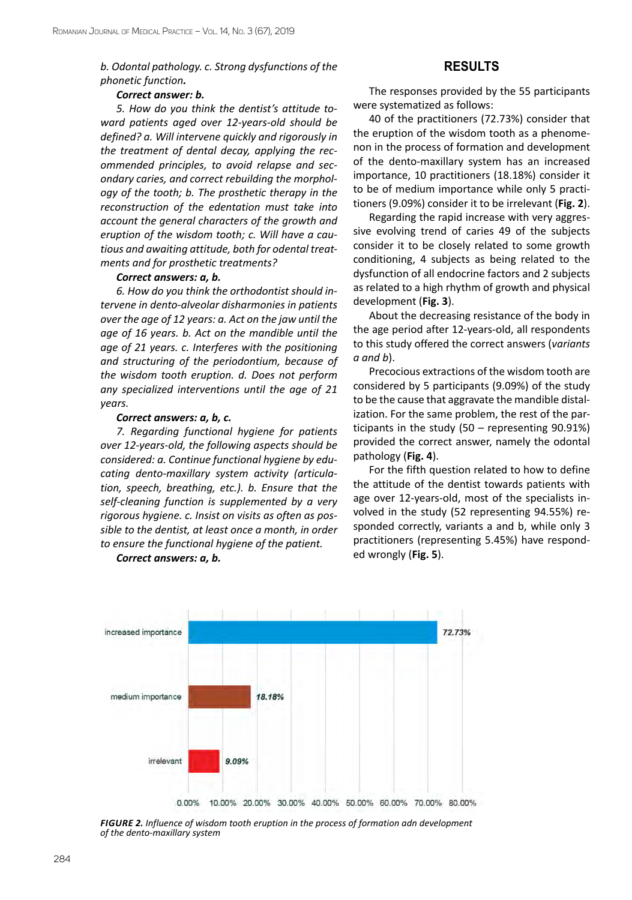*b. Odontal pathology. c. Strong dysfunctions of the phonetic function.*

***Correct answer: b.***

*5. How do you think the dentist's attitude toward patients aged over 12-years-old should be defined? a. Will intervene quickly and rigorously in the treatment of dental decay, applying the recommended principles, to avoid relapse and secondary caries, and correct rebuilding the morphology of the tooth; b. The prosthetic therapy in the reconstruction of the edentation must take into account the general characters of the growth and eruption of the wisdom tooth; c. Will have a cautious and awaiting attitude, both for odental treatments and for prosthetic treatments?*

***Correct answers: a, b.***

*6. How do you think the orthodontist should intervene in dento-alveolar disharmonies in patients over the age of 12 years: a. Act on the jaw until the age of 16 years. b. Act on the mandible until the age of 21 years. c. Interferes with the positioning and structuring of the periodontium, because of the wisdom tooth eruption. d. Does not perform any specialized interventions until the age of 21 years.*

***Correct answers: a, b, c.***

*7. Regarding functional hygiene for patients over 12-years-old, the following aspects should be considered: a. Continue functional hygiene by educating dento-maxillary system activity (articulation, speech, breathing, etc.). b. Ensure that the self-cleaning function is supplemented by a very rigorous hygiene. c. Insist on visits as often as possible to the dentist, at least once a month, in order to ensure the functional hygiene of the patient.*

***Correct answers: a, b.***

## RESULTS

The responses provided by the 55 participants were systematized as follows:

40 of the practitioners (72.73%) consider that the eruption of the wisdom tooth as a phenomenon in the process of formation and development of the dento-maxillary system has an increased importance, 10 practitioners (18.18%) consider it to be of medium importance while only 5 practitioners (9.09%) consider it to be irrelevant (**Fig. 2**).

Regarding the rapid increase with very aggressive evolving trend of caries 49 of the subjects consider it to be closely related to some growth conditioning, 4 subjects as being related to the dysfunction of all endocrine factors and 2 subjects as related to a high rhythm of growth and physical development (**Fig. 3**).

About the decreasing resistance of the body in the age period after 12-years-old, all respondents to this study offered the correct answers (*variants a and b*).

Precocious extractions of the wisdom tooth are considered by 5 participants (9.09%) of the study to be the cause that aggravate the mandible distalization. For the same problem, the rest of the participants in the study (50 – representing 90.91%) provided the correct answer, namely the odontal pathology (**Fig. 4**).

For the fifth question related to how to define the attitude of the dentist towards patients with age over 12-years-old, most of the specialists involved in the study (52 representing 94.55%) responded correctly, variants a and b, while only 3 practitioners (representing 5.45%) have responded wrongly (**Fig. 5**).

| Category | Percentage |
|---|---|
| increased importance | 72.73% |
| medium importance | 18.18% |
| irrelevant | 9.09% |

***FIGURE 2.*** *Influence of wisdom tooth eruption in the process of formation adn development of the dento-maxillary system*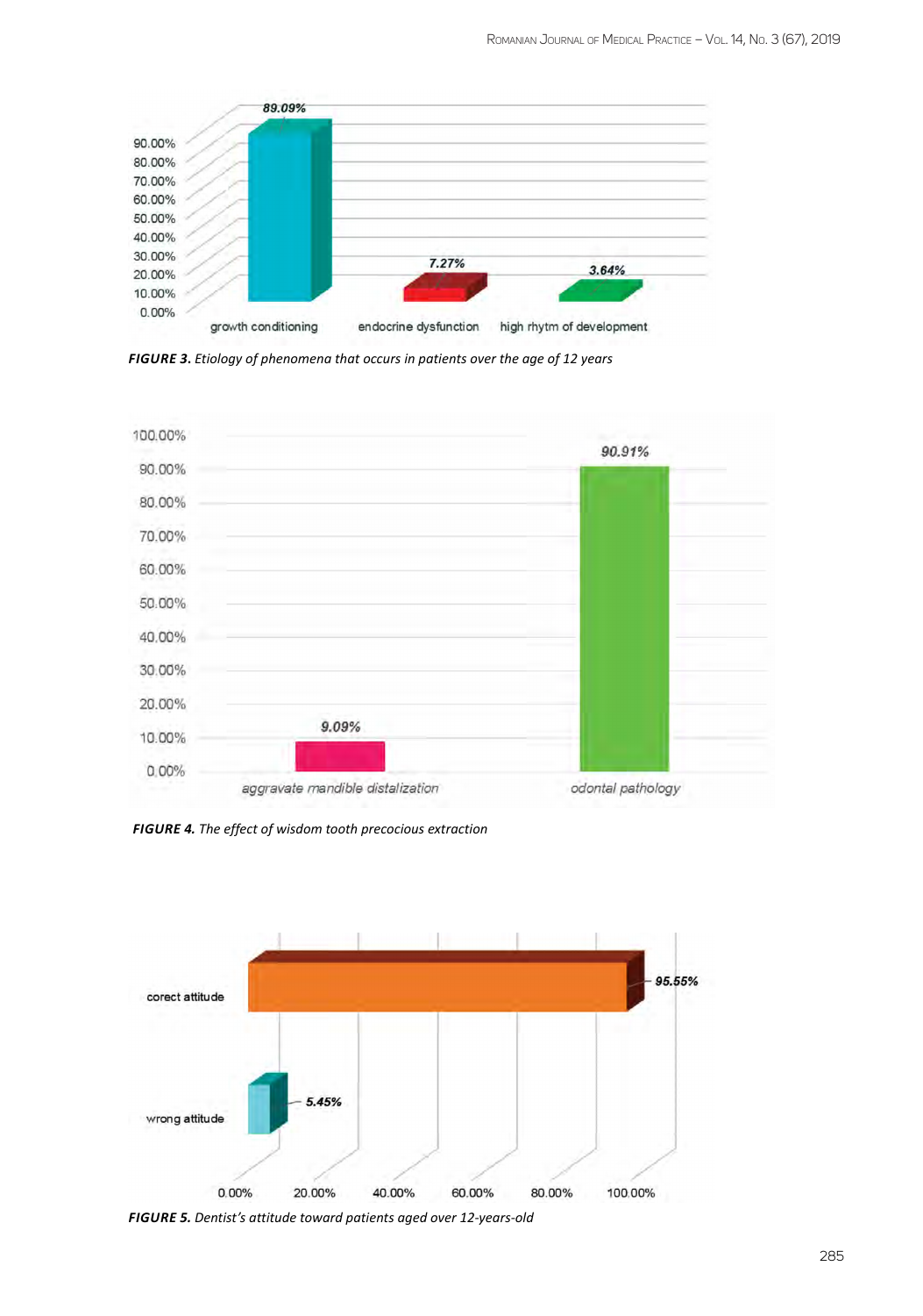FIGURE 3. Etiology of phenomena that occurs in patients over the age of 12 years

FIGURE 4. The effect of wisdom tooth precocious extraction

FIGURE 5. Dentist's attitude toward patients aged over 12-years-old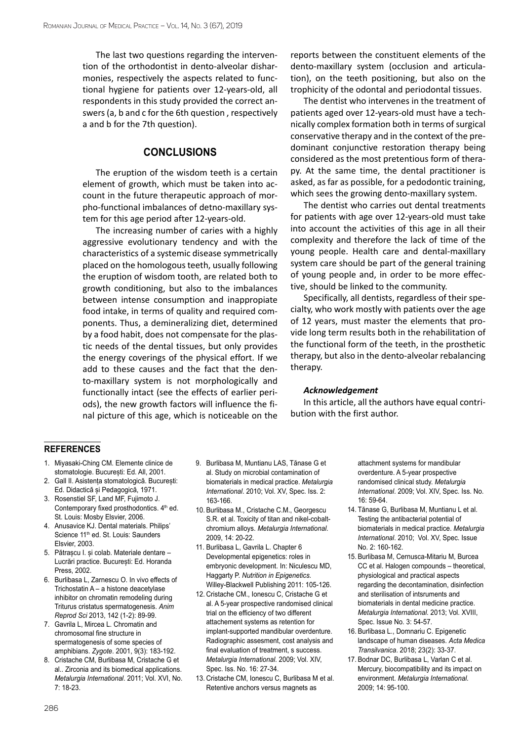The last two questions regarding the intervention of the orthodontist in dento-alveolar disharmonies, respectively the aspects related to functional hygiene for patients over 12-years-old, all respondents in this study provided the correct answers (a, b and c for the 6th question , respectively a and b for the 7th question).

## CONCLUSIONS

The eruption of the wisdom teeth is a certain element of growth, which must be taken into account in the future therapeutic approach of morpho-functional imbalances of detno-maxillary system for this age period after 12-years-old.

The increasing number of caries with a highly aggressive evolutionary tendency and with the characteristics of a systemic disease symmetrically placed on the homologous teeth, usually following the eruption of wisdom tooth, are related both to growth conditioning, but also to the imbalances between intense consumption and inappropiate food intake, in terms of quality and required components. Thus, a demineralizing diet, determined by a food habit, does not compensate for the plastic needs of the dental tissues, but only provides the energy coverings of the physical effort. If we add to these causes and the fact that the dento-maxillary system is not morphologically and functionally intact (see the effects of earlier periods), the new growth factors will influence the final picture of this age, which is noticeable on the reports between the constituent elements of the dento-maxillary system (occlusion and articulation), on the teeth positioning, but also on the trophicity of the odontal and periodontal tissues.

The dentist who intervenes in the treatment of patients aged over 12-years-old must have a technically complex formation both in terms of surgical conservative therapy and in the context of the predominant conjunctive restoration therapy being considered as the most pretentious form of therapy. At the same time, the dental practitioner is asked, as far as possible, for a pedodontic training, which sees the growing dento-maxillary system.

The dentist who carries out dental treatments for patients with age over 12-years-old must take into account the activities of this age in all their complexity and therefore the lack of time of the young people. Health care and dental-maxillary system care should be part of the general training of young people and, in order to be more effective, should be linked to the community.

Specifically, all dentists, regardless of their specialty, who work mostly with patients over the age of 12 years, must master the elements that provide long term results both in the rehabilitation of the functional form of the teeth, in the prosthetic therapy, but also in the dento-alveolar rebalancing therapy.

***Acknowledgement***

In this article, all the authors have equal contribution with the first author.

## REFERENCES

1. Miyasaki-Ching CM. Elemente clinice de stomatologie. București: Ed. All, 2001.
2. Gall II. Asistența stomatologică. București: Ed. Didactică și Pedagogică, 1971.
3. Rosenstiel SF, Land MF, Fujimoto J. Contemporary fixed prosthodontics. 4th ed. St. Louis: Mosby Elsvier, 2006.
4. Anusavice KJ. Dental materials. Philips' Science 11th ed. St. Louis: Saunders Elsvier, 2003.
5. Pătrașcu I. și colab. Materiale dentare – Lucrări practice. București: Ed. Horanda Press, 2002.
6. Burlibasa L, Zarnescu O. In vivo effects of Trichostatin A – a histone deacetylase inhibitor on chromatin remodeling during Triturus cristatus spermatogenesis. *Anim Reprod Sci* 2013, 142 (1-2): 89-99.
7. Gavrila L, Mircea L. Chromatin and chromosomal fine structure in spermatogenesis of some species of amphibians. *Zygote*. 2001, 9(3): 183-192.
8. Cristache CM, Burlibasa M, Cristache G et al.. Zirconia and its biomedical applications. *Metalurgia International*. 2011; Vol. XVI, No. 7: 18-23.
9. Burlibasa M, Muntianu LAS, Tănase G et al. Study on microbial contamination of biomaterials in medical practice. *Metalurgia International*. 2010; Vol. XV, Spec. Iss. 2: 163-166.
10. Burlibasa M., Cristache C.M., Georgescu S.R. et al. Toxicity of titan and nikel-cobalt-chromium alloys. *Metalurgia International*. 2009, 14: 20-22.
11. Burlibasa L, Gavrila L. Chapter 6 Developmental epigenetics: roles in embryonic development. In: Niculescu MD, Haggarty P. *Nutrition in Epigenetics.* Willey-Blackwell Publishing 2011: 105-126.
12. Cristache CM., Ionescu C, Cristache G et al. A 5-year prospective randomised clinical trial on the efficiency of two different attachement systems as retention for implant-supported mandibular overdenture. Radiographic assesment, cost analysis and final evaluation of treatment, s success. *Metalurgia International*. 2009; Vol. XIV, Spec. Iss. No. 16: 27-34.
13. Cristache CM, Ionescu C, Burlibasa M et al. Retentive anchors versus magnets as attachment systems for mandibular overdenture. A 5-year prospective randomised clinical study. *Metalurgia International*. 2009; Vol. XIV, Spec. Iss. No. 16: 59-64.
14. Tănase G, Burlibasa M, Muntianu L et al. Testing the antibacterial potential of biomaterials in medical practice. *Metalurgia International*. 2010; Vol. XV, Spec. Issue No. 2: 160-162.
15. Burlibasa M, Cernusca-Mitariu M, Burcea CC et al. Halogen compounds – theoretical, physiological and practical aspects regarding the decontamination, disinfection and sterilisation of intsruments and biomaterials in dental medicine practice. *Metalurgia International*. 2013; Vol. XVIII, Spec. Issue No. 3: 54-57.
16. Burlibasa L., Domnariu C. Epigenetic landscape of human diseases. *Acta Medica Transilvanica*. 2018; 23(2): 33-37.
17. Bodnar DC, Burlibasa L, Varlan C et al. Mercury, biocompatibility and its impact on environment. *Metalurgia International*. 2009; 14: 95-100.